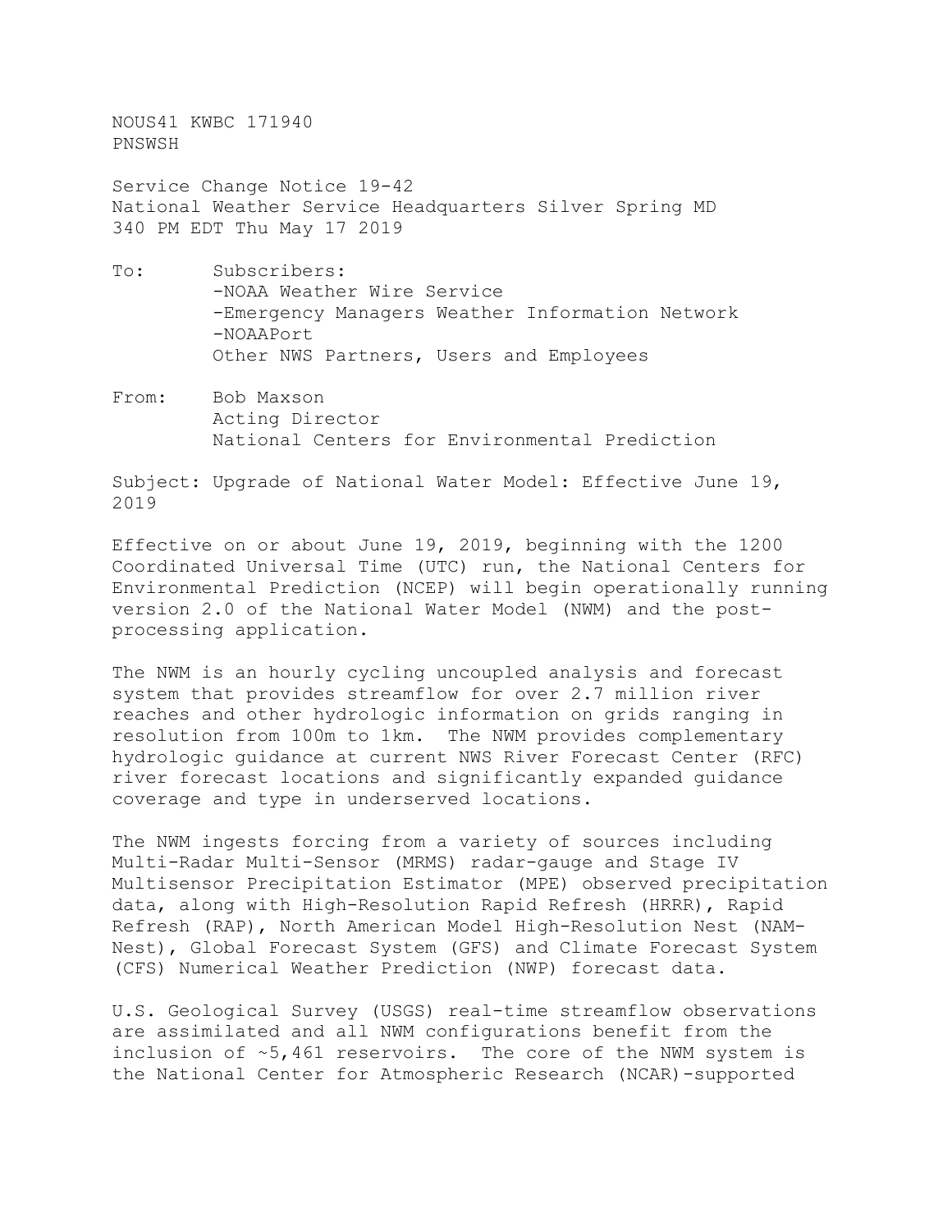NOUS41 KWBC 171940
PNSWSH

Service Change Notice 19-42
National Weather Service Headquarters Silver Spring MD
340 PM EDT Thu May 17 2019

To: Subscribers:
-NOAA Weather Wire Service
-Emergency Managers Weather Information Network
-NOAAPort
Other NWS Partners, Users and Employees

From: Bob Maxson
Acting Director
National Centers for Environmental Prediction

Subject: Upgrade of National Water Model: Effective June 19, 2019

Effective on or about June 19, 2019, beginning with the 1200 Coordinated Universal Time (UTC) run, the National Centers for Environmental Prediction (NCEP) will begin operationally running version 2.0 of the National Water Model (NWM) and the post-processing application.

The NWM is an hourly cycling uncoupled analysis and forecast system that provides streamflow for over 2.7 million river reaches and other hydrologic information on grids ranging in resolution from 100m to 1km. The NWM provides complementary hydrologic guidance at current NWS River Forecast Center (RFC) river forecast locations and significantly expanded guidance coverage and type in underserved locations.

The NWM ingests forcing from a variety of sources including Multi-Radar Multi-Sensor (MRMS) radar-gauge and Stage IV Multisensor Precipitation Estimator (MPE) observed precipitation data, along with High-Resolution Rapid Refresh (HRRR), Rapid Refresh (RAP), North American Model High-Resolution Nest (NAM-Nest), Global Forecast System (GFS) and Climate Forecast System (CFS) Numerical Weather Prediction (NWP) forecast data.

U.S. Geological Survey (USGS) real-time streamflow observations are assimilated and all NWM configurations benefit from the inclusion of ~5,461 reservoirs. The core of the NWM system is the National Center for Atmospheric Research (NCAR)-supported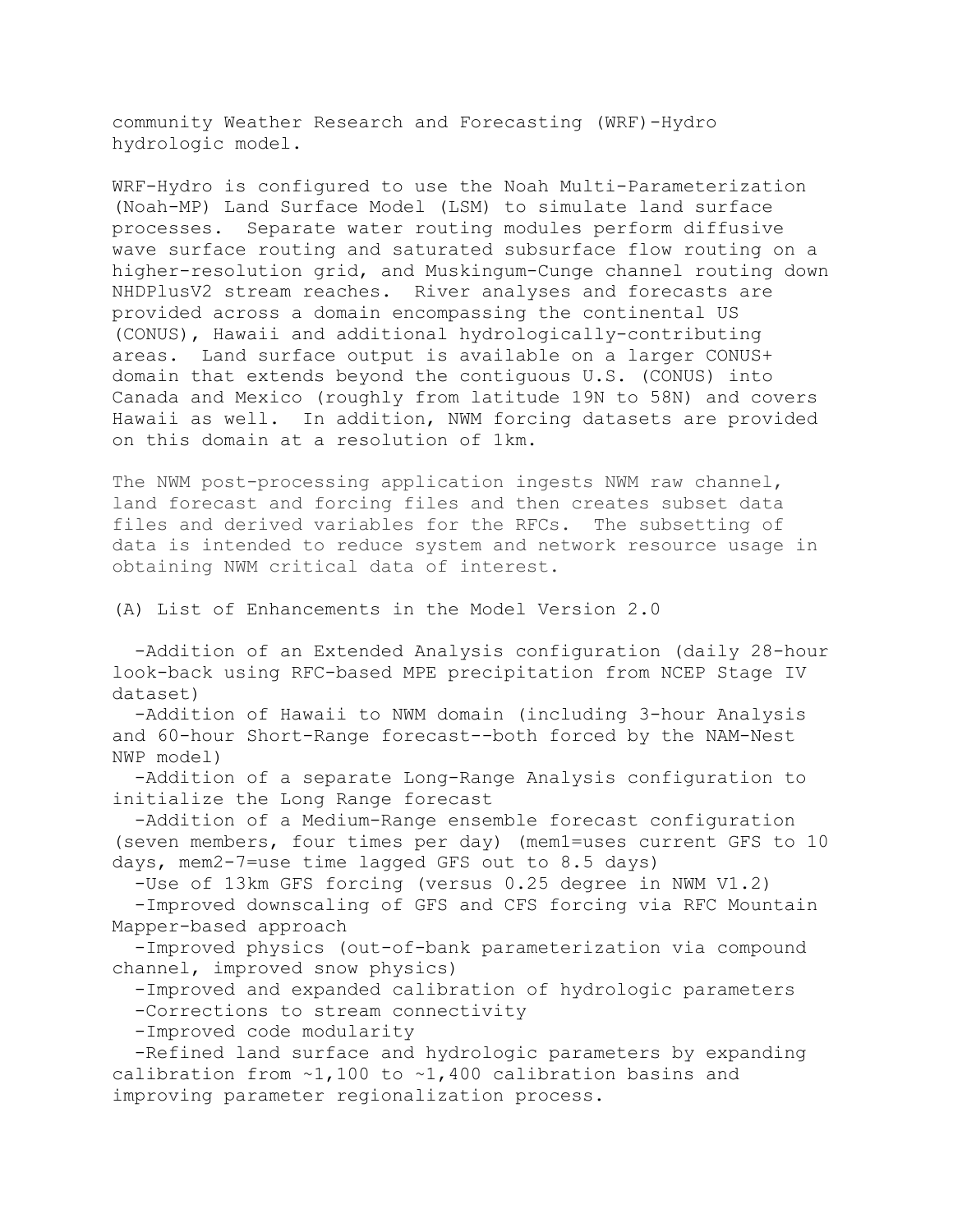community Weather Research and Forecasting (WRF)-Hydro hydrologic model.

WRF-Hydro is configured to use the Noah Multi-Parameterization (Noah-MP) Land Surface Model (LSM) to simulate land surface processes. Separate water routing modules perform diffusive wave surface routing and saturated subsurface flow routing on a higher-resolution grid, and Muskingum-Cunge channel routing down NHDPlusV2 stream reaches. River analyses and forecasts are provided across a domain encompassing the continental US (CONUS), Hawaii and additional hydrologically-contributing areas. Land surface output is available on a larger CONUS+ domain that extends beyond the contiguous U.S. (CONUS) into Canada and Mexico (roughly from latitude 19N to 58N) and covers Hawaii as well. In addition, NWM forcing datasets are provided on this domain at a resolution of 1km.

The NWM post-processing application ingests NWM raw channel, land forecast and forcing files and then creates subset data files and derived variables for the RFCs. The subsetting of data is intended to reduce system and network resource usage in obtaining NWM critical data of interest.

(A) List of Enhancements in the Model Version 2.0

- Addition of an Extended Analysis configuration (daily 28-hour look-back using RFC-based MPE precipitation from NCEP Stage IV dataset)
- Addition of Hawaii to NWM domain (including 3-hour Analysis and 60-hour Short-Range forecast--both forced by the NAM-Nest NWP model)
- Addition of a separate Long-Range Analysis configuration to initialize the Long Range forecast
- Addition of a Medium-Range ensemble forecast configuration (seven members, four times per day) (mem1=uses current GFS to 10 days, mem2-7=use time lagged GFS out to 8.5 days)
- Use of 13km GFS forcing (versus 0.25 degree in NWM V1.2)
- Improved downscaling of GFS and CFS forcing via RFC Mountain Mapper-based approach
- Improved physics (out-of-bank parameterization via compound channel, improved snow physics)
- Improved and expanded calibration of hydrologic parameters
- Corrections to stream connectivity
- Improved code modularity
- Refined land surface and hydrologic parameters by expanding calibration from ~1,100 to ~1,400 calibration basins and improving parameter regionalization process.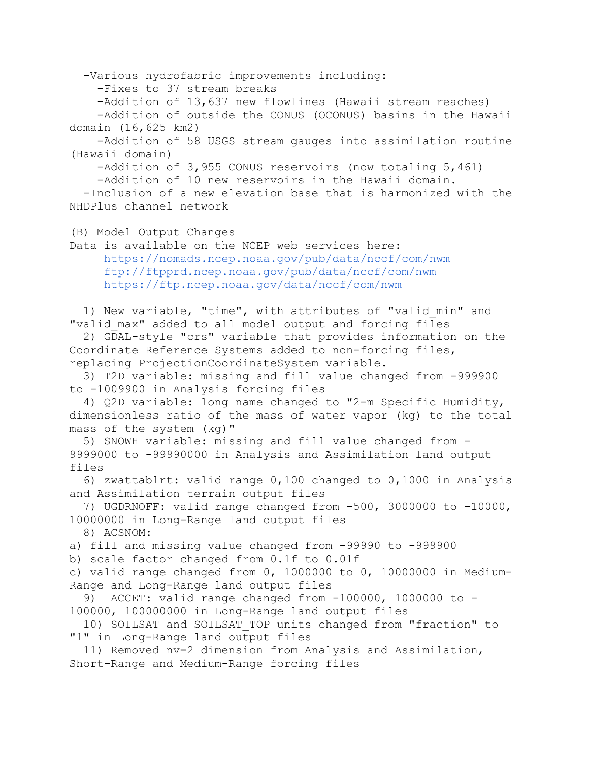- Various hydrofabric improvements including:
  - Fixes to 37 stream breaks
  - Addition of 13,637 new flowlines (Hawaii stream reaches)
  - Addition of outside the CONUS (OCONUS) basins in the Hawaii domain (16,625 km2)
  - Addition of 58 USGS stream gauges into assimilation routine (Hawaii domain)
  - Addition of 3,955 CONUS reservoirs (now totaling 5,461)
  - Addition of 10 new reservoirs in the Hawaii domain.
- Inclusion of a new elevation base that is harmonized with the NHDPlus channel network

(B) Model Output Changes

Data is available on the NCEP web services here:

https://nomads.ncep.noaa.gov/pub/data/nccf/com/nwm
ftp://ftpprd.ncep.noaa.gov/pub/data/nccf/com/nwm
https://ftp.ncep.noaa.gov/data/nccf/com/nwm

1) New variable, "time", with attributes of "valid_min" and "valid_max" added to all model output and forcing files
2) GDAL-style "crs" variable that provides information on the Coordinate Reference Systems added to non-forcing files, replacing ProjectionCoordinateSystem variable.
3) T2D variable: missing and fill value changed from -999900 to -1009900 in Analysis forcing files
4) Q2D variable: long name changed to "2-m Specific Humidity, dimensionless ratio of the mass of water vapor (kg) to the total mass of the system (kg)"
5) SNOWH variable: missing and fill value changed from -9999000 to -99990000 in Analysis and Assimilation land output files
6) zwattablrt: valid range 0,100 changed to 0,1000 in Analysis and Assimilation terrain output files
7) UGDRNOFF: valid range changed from -500, 3000000 to -10000, 10000000 in Long-Range land output files
8) ACSNOM:
a) fill and missing value changed from -99990 to -999900
b) scale factor changed from 0.1f to 0.01f
c) valid range changed from 0, 1000000 to 0, 10000000 in Medium-Range and Long-Range land output files
9) ACCET: valid range changed from -100000, 1000000 to -100000, 100000000 in Long-Range land output files
10) SOILSAT and SOILSAT_TOP units changed from "fraction" to "1" in Long-Range land output files
11) Removed nv=2 dimension from Analysis and Assimilation, Short-Range and Medium-Range forcing files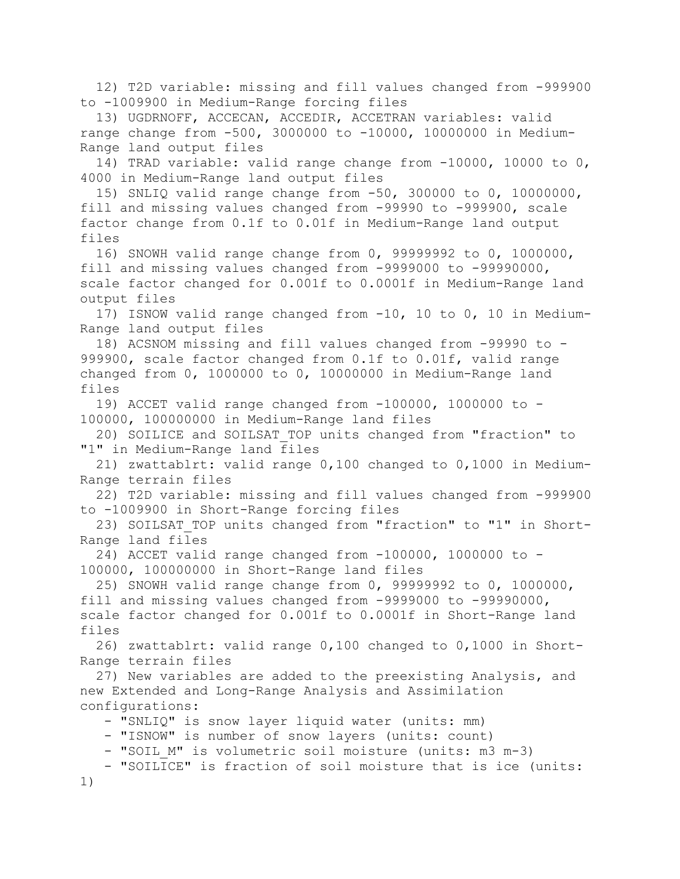12) T2D variable: missing and fill values changed from -999900 to -1009900 in Medium-Range forcing files

13) UGDRNOFF, ACCECAN, ACCEDIR, ACCETRAN variables: valid range change from -500, 3000000 to -10000, 10000000 in Medium-Range land output files

14) TRAD variable: valid range change from -10000, 10000 to 0, 4000 in Medium-Range land output files

15) SNLIQ valid range change from -50, 300000 to 0, 10000000, fill and missing values changed from -99990 to -999900, scale factor change from 0.1f to 0.01f in Medium-Range land output files

16) SNOWH valid range change from 0, 99999992 to 0, 1000000, fill and missing values changed from -9999000 to -99990000, scale factor changed for 0.001f to 0.0001f in Medium-Range land output files

17) ISNOW valid range changed from -10, 10 to 0, 10 in Medium-Range land output files

18) ACSNOM missing and fill values changed from -99990 to -999900, scale factor changed from 0.1f to 0.01f, valid range changed from 0, 1000000 to 0, 10000000 in Medium-Range land files

19) ACCET valid range changed from -100000, 1000000 to -100000, 100000000 in Medium-Range land files

20) SOILICE and SOILSAT_TOP units changed from "fraction" to "1" in Medium-Range land files

21) zwattablrt: valid range 0,100 changed to 0,1000 in Medium-Range terrain files

22) T2D variable: missing and fill values changed from -999900 to -1009900 in Short-Range forcing files

23) SOILSAT_TOP units changed from "fraction" to "1" in Short-Range land files

24) ACCET valid range changed from -100000, 1000000 to -100000, 100000000 in Short-Range land files

25) SNOWH valid range change from 0, 99999992 to 0, 1000000, fill and missing values changed from -9999000 to -99990000, scale factor changed for 0.001f to 0.0001f in Short-Range land files

26) zwattablrt: valid range 0,100 changed to 0,1000 in Short-Range terrain files

27) New variables are added to the preexisting Analysis, and new Extended and Long-Range Analysis and Assimilation configurations:

- "SNLIQ" is snow layer liquid water (units: mm)
- "ISNOW" is number of snow layers (units: count)
- "SOIL_M" is volumetric soil moisture (units: m3 m-3)
- "SOILICE" is fraction of soil moisture that is ice (units: 1)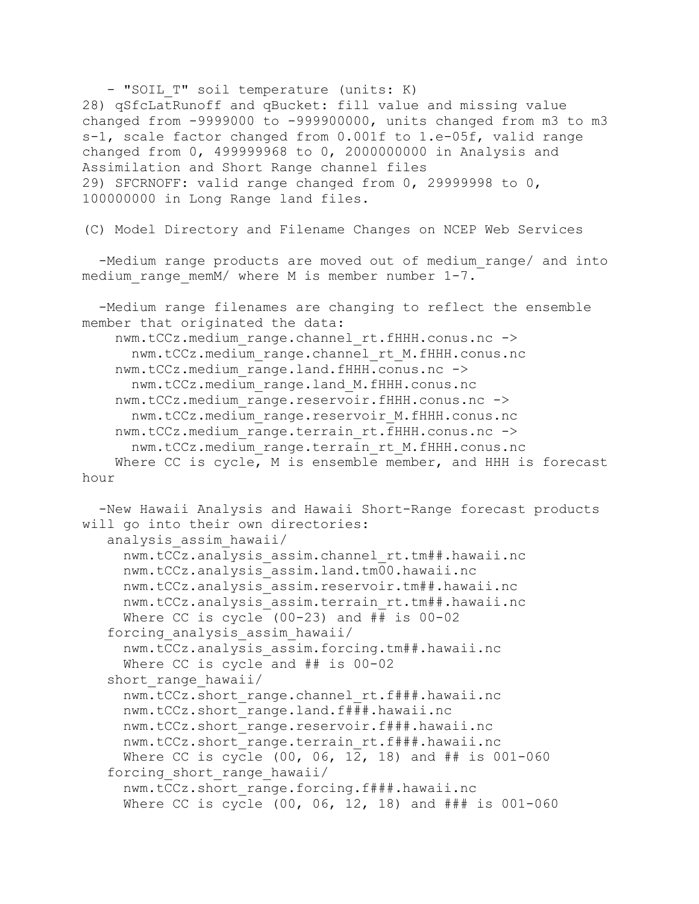- "SOIL_T" soil temperature (units: K)

28) qSfcLatRunoff and qBucket: fill value and missing value changed from -9999000 to -999900000, units changed from m3 to m3 s-1, scale factor changed from 0.001f to 1.e-05f, valid range changed from 0, 499999968 to 0, 2000000000 in Analysis and Assimilation and Short Range channel files

29) SFCRNOFF: valid range changed from 0, 29999998 to 0, 100000000 in Long Range land files.

(C) Model Directory and Filename Changes on NCEP Web Services

-Medium range products are moved out of medium_range/ and into medium_range_memM/ where M is member number 1-7.

-Medium range filenames are changing to reflect the ensemble member that originated the data:

```
    nwm.tCCz.medium_range.channel_rt.fHHH.conus.nc ->
      nwm.tCCz.medium_range.channel_rt_M.fHHH.conus.nc
    nwm.tCCz.medium_range.land.fHHH.conus.nc ->
      nwm.tCCz.medium_range.land_M.fHHH.conus.nc
    nwm.tCCz.medium_range.reservoir.fHHH.conus.nc ->
      nwm.tCCz.medium_range.reservoir_M.fHHH.conus.nc
    nwm.tCCz.medium_range.terrain_rt.fHHH.conus.nc ->
      nwm.tCCz.medium_range.terrain_rt_M.fHHH.conus.nc
    Where CC is cycle, M is ensemble member, and HHH is forecast hour
```

-New Hawaii Analysis and Hawaii Short-Range forecast products will go into their own directories:

```
   analysis_assim_hawaii/
     nwm.tCCz.analysis_assim.channel_rt.tm##.hawaii.nc
     nwm.tCCz.analysis_assim.land.tm00.hawaii.nc
     nwm.tCCz.analysis_assim.reservoir.tm##.hawaii.nc
     nwm.tCCz.analysis_assim.terrain_rt.tm##.hawaii.nc
     Where CC is cycle (00-23) and ## is 00-02
   forcing_analysis_assim_hawaii/
     nwm.tCCz.analysis_assim.forcing.tm##.hawaii.nc
     Where CC is cycle and ## is 00-02
   short_range_hawaii/
     nwm.tCCz.short_range.channel_rt.f###.hawaii.nc
     nwm.tCCz.short_range.land.f###.hawaii.nc
     nwm.tCCz.short_range.reservoir.f###.hawaii.nc
     nwm.tCCz.short_range.terrain_rt.f###.hawaii.nc
     Where CC is cycle (00, 06, 12, 18) and ## is 001-060
   forcing_short_range_hawaii/
     nwm.tCCz.short_range.forcing.f###.hawaii.nc
     Where CC is cycle (00, 06, 12, 18) and ### is 001-060
```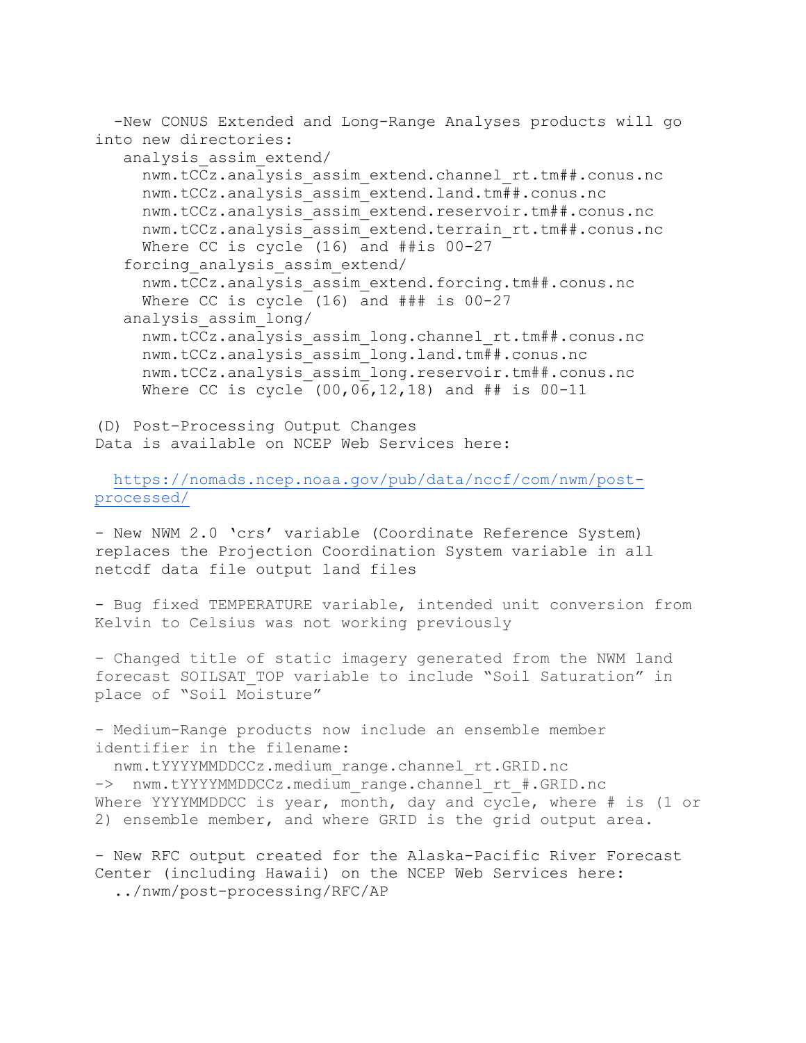-New CONUS Extended and Long-Range Analyses products will go into new directories:

```
analysis_assim_extend/
  nwm.tCCz.analysis_assim_extend.channel_rt.tm##.conus.nc
  nwm.tCCz.analysis_assim_extend.land.tm##.conus.nc
  nwm.tCCz.analysis_assim_extend.reservoir.tm##.conus.nc
  nwm.tCCz.analysis_assim_extend.terrain_rt.tm##.conus.nc
  Where CC is cycle (16) and ##is 00-27
forcing_analysis_assim_extend/
  nwm.tCCz.analysis_assim_extend.forcing.tm##.conus.nc
  Where CC is cycle (16) and ### is 00-27
analysis_assim_long/
  nwm.tCCz.analysis_assim_long.channel_rt.tm##.conus.nc
  nwm.tCCz.analysis_assim_long.land.tm##.conus.nc
  nwm.tCCz.analysis_assim_long.reservoir.tm##.conus.nc
  Where CC is cycle (00,06,12,18) and ## is 00-11
```

(D) Post-Processing Output Changes

Data is available on NCEP Web Services here:

https://nomads.ncep.noaa.gov/pub/data/nccf/com/nwm/post-processed/

- New NWM 2.0 'crs' variable (Coordinate Reference System) replaces the Projection Coordination System variable in all netcdf data file output land files

- Bug fixed TEMPERATURE variable, intended unit conversion from Kelvin to Celsius was not working previously

- Changed title of static imagery generated from the NWM land forecast SOILSAT_TOP variable to include "Soil Saturation" in place of "Soil Moisture"

- Medium-Range products now include an ensemble member identifier in the filename:

```
  nwm.tYYYYMMDDCCz.medium_range.channel_rt.GRID.nc
->  nwm.tYYYYMMDDCCz.medium_range.channel_rt_#.GRID.nc
```

Where YYYYMMDDCC is year, month, day and cycle, where # is (1 or 2) ensemble member, and where GRID is the grid output area.

- New RFC output created for the Alaska-Pacific River Forecast Center (including Hawaii) on the NCEP Web Services here:

```
  ../nwm/post-processing/RFC/AP
```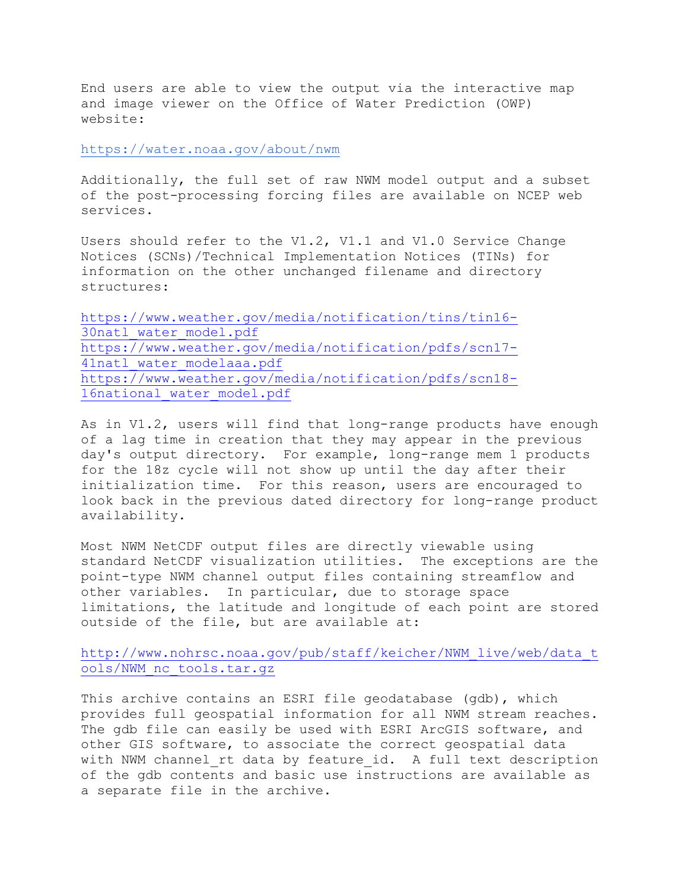End users are able to view the output via the interactive map and image viewer on the Office of Water Prediction (OWP) website:

https://water.noaa.gov/about/nwm

Additionally, the full set of raw NWM model output and a subset of the post-processing forcing files are available on NCEP web services.

Users should refer to the V1.2, V1.1 and V1.0 Service Change Notices (SCNs)/Technical Implementation Notices (TINs) for information on the other unchanged filename and directory structures:

https://www.weather.gov/media/notification/tins/tin16-30natl_water_model.pdf
https://www.weather.gov/media/notification/pdfs/scn17-41natl_water_modelaaa.pdf
https://www.weather.gov/media/notification/pdfs/scn18-16national_water_model.pdf

As in V1.2, users will find that long-range products have enough of a lag time in creation that they may appear in the previous day's output directory. For example, long-range mem 1 products for the 18z cycle will not show up until the day after their initialization time. For this reason, users are encouraged to look back in the previous dated directory for long-range product availability.

Most NWM NetCDF output files are directly viewable using standard NetCDF visualization utilities. The exceptions are the point-type NWM channel output files containing streamflow and other variables. In particular, due to storage space limitations, the latitude and longitude of each point are stored outside of the file, but are available at:

http://www.nohrsc.noaa.gov/pub/staff/keicher/NWM_live/web/data_tools/NWM_nc_tools.tar.gz

This archive contains an ESRI file geodatabase (gdb), which provides full geospatial information for all NWM stream reaches. The gdb file can easily be used with ESRI ArcGIS software, and other GIS software, to associate the correct geospatial data with NWM channel_rt data by feature_id. A full text description of the gdb contents and basic use instructions are available as a separate file in the archive.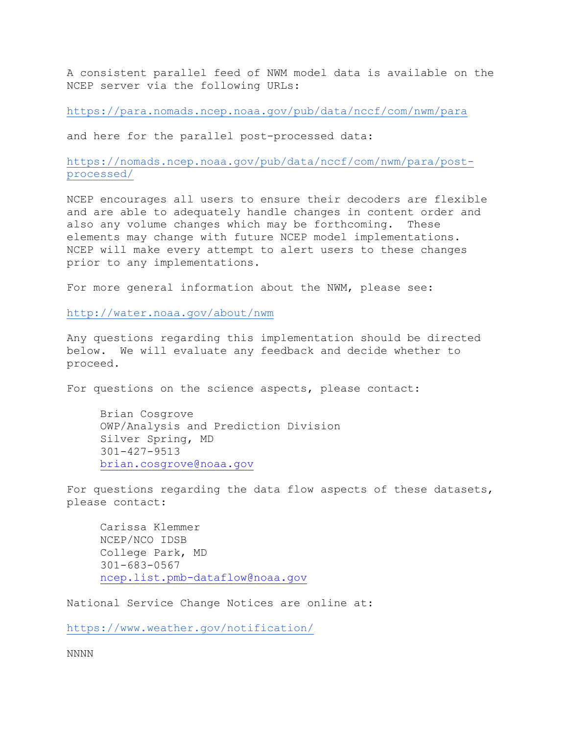A consistent parallel feed of NWM model data is available on the NCEP server via the following URLs:

https://para.nomads.ncep.noaa.gov/pub/data/nccf/com/nwm/para

and here for the parallel post-processed data:

https://nomads.ncep.noaa.gov/pub/data/nccf/com/nwm/para/post-processed/

NCEP encourages all users to ensure their decoders are flexible and are able to adequately handle changes in content order and also any volume changes which may be forthcoming. These elements may change with future NCEP model implementations. NCEP will make every attempt to alert users to these changes prior to any implementations.

For more general information about the NWM, please see:

http://water.noaa.gov/about/nwm

Any questions regarding this implementation should be directed below. We will evaluate any feedback and decide whether to proceed.

For questions on the science aspects, please contact:

Brian Cosgrove
OWP/Analysis and Prediction Division
Silver Spring, MD
301-427-9513
brian.cosgrove@noaa.gov

For questions regarding the data flow aspects of these datasets, please contact:

Carissa Klemmer
NCEP/NCO IDSB
College Park, MD
301-683-0567
ncep.list.pmb-dataflow@noaa.gov

National Service Change Notices are online at:

https://www.weather.gov/notification/

NNNN